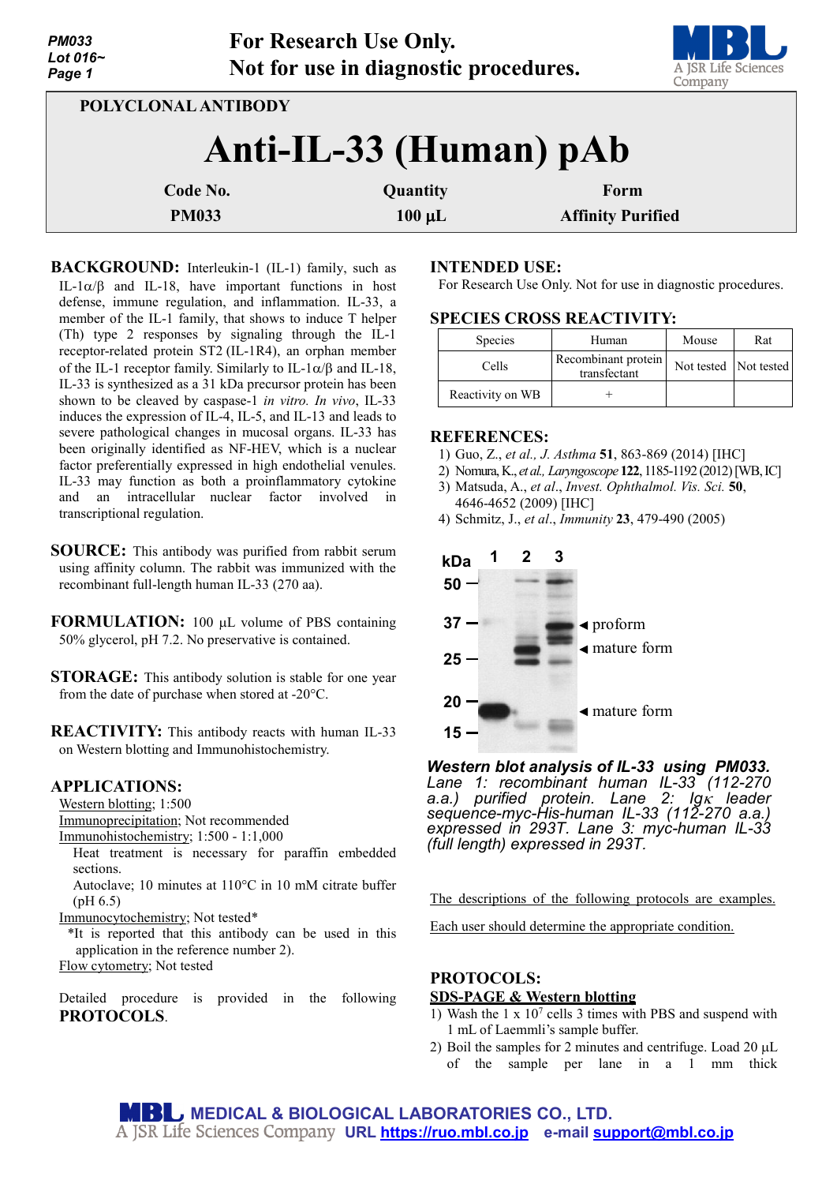**For Research Use Only.**
**Not for use in diagnostic procedures.**

POLYCLONAL ANTIBODY

# Anti-IL-33 (Human) pAb

| Code No. | Quantity | Form |
|---|---|---|
| PM033 | 100 µL | Affinity Purified |

**BACKGROUND:** Interleukin-1 (IL-1) family, such as IL-1α/β and IL-18, have important functions in host defense, immune regulation, and inflammation. IL-33, a member of the IL-1 family, that shows to induce T helper (Th) type 2 responses by signaling through the IL-1 receptor-related protein ST2 (IL-1R4), an orphan member of the IL-1 receptor family. Similarly to IL-1α/β and IL-18, IL-33 is synthesized as a 31 kDa precursor protein has been shown to be cleaved by caspase-1 *in vitro*. *In vivo*, IL-33 induces the expression of IL-4, IL-5, and IL-13 and leads to severe pathological changes in mucosal organs. IL-33 has been originally identified as NF-HEV, which is a nuclear factor preferentially expressed in high endothelial venules. IL-33 may function as both a proinflammatory cytokine and an intracellular nuclear factor involved in transcriptional regulation.

**SOURCE:** This antibody was purified from rabbit serum using affinity column. The rabbit was immunized with the recombinant full-length human IL-33 (270 aa).

**FORMULATION:** 100 µL volume of PBS containing 50% glycerol, pH 7.2. No preservative is contained.

**STORAGE:** This antibody solution is stable for one year from the date of purchase when stored at -20°C.

**REACTIVITY:** This antibody reacts with human IL-33 on Western blotting and Immunohistochemistry.

**APPLICATIONS:**

Western blotting; 1:500
Immunoprecipitation; Not recommended
Immunohistochemistry; 1:500 - 1:1,000
  Heat treatment is necessary for paraffin embedded sections.
  Autoclave; 10 minutes at 110°C in 10 mM citrate buffer (pH 6.5)
Immunocytochemistry; Not tested*
  *It is reported that this antibody can be used in this application in the reference number 2).
Flow cytometry; Not tested

Detailed procedure is provided in the following **PROTOCOLS**.

**INTENDED USE:**
For Research Use Only. Not for use in diagnostic procedures.

**SPECIES CROSS REACTIVITY:**

| Species | Human | Mouse | Rat |
|---|---|---|---|
| Cells | Recombinant protein transfectant | Not tested | Not tested |
| Reactivity on WB | + | | |

**REFERENCES:**

1) Guo, Z., *et al., J. Asthma* **51**, 863-869 (2014) [IHC]
2) Nomura, K., *et al., Laryngoscope* **122**, 1185-1192 (2012) [WB, IC]
3) Matsuda, A., *et al*., *Invest. Ophthalmol. Vis. Sci.* **50**, 4646-4652 (2009) [IHC]
4) Schmitz, J., *et al*., *Immunity* **23**, 479-490 (2005)

***Western blot analysis of IL-33 using PM033.***
*Lane 1: recombinant human IL-33 (112-270 a.a.) purified protein. Lane 2: Igκ leader sequence-myc-His-human IL-33 (112-270 a.a.) expressed in 293T. Lane 3: myc-human IL-33 (full length) expressed in 293T.*

The descriptions of the following protocols are examples.

Each user should determine the appropriate condition.

**PROTOCOLS:**

**SDS-PAGE & Western blotting**

1) Wash the 1 x $10^7$ cells 3 times with PBS and suspend with 1 mL of Laemmli's sample buffer.
2) Boil the samples for 2 minutes and centrifuge. Load 20 µL of the sample per lane in a 1 mm thick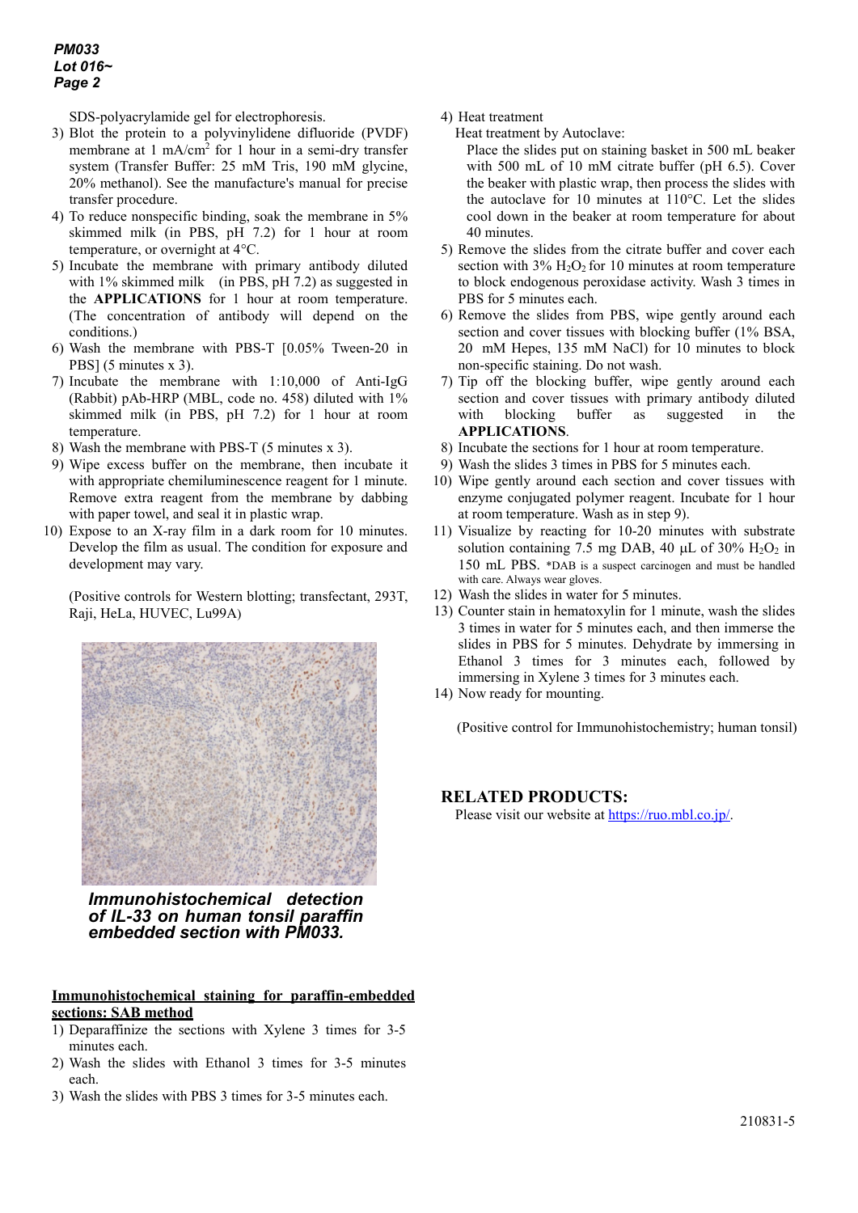SDS-polyacrylamide gel for electrophoresis.

3) Blot the protein to a polyvinylidene difluoride (PVDF) membrane at 1 mA/cm$^2$ for 1 hour in a semi-dry transfer system (Transfer Buffer: 25 mM Tris, 190 mM glycine, 20% methanol). See the manufacture's manual for precise transfer procedure.
4) To reduce nonspecific binding, soak the membrane in 5% skimmed milk (in PBS, pH 7.2) for 1 hour at room temperature, or overnight at 4°C.
5) Incubate the membrane with primary antibody diluted with 1% skimmed milk (in PBS, pH 7.2) as suggested in the **APPLICATIONS** for 1 hour at room temperature. (The concentration of antibody will depend on the conditions.)
6) Wash the membrane with PBS-T [0.05% Tween-20 in PBS] (5 minutes x 3).
7) Incubate the membrane with 1:10,000 of Anti-IgG (Rabbit) pAb-HRP (MBL, code no. 458) diluted with 1% skimmed milk (in PBS, pH 7.2) for 1 hour at room temperature.
8) Wash the membrane with PBS-T (5 minutes x 3).
9) Wipe excess buffer on the membrane, then incubate it with appropriate chemiluminescence reagent for 1 minute. Remove extra reagent from the membrane by dabbing with paper towel, and seal it in plastic wrap.
10) Expose to an X-ray film in a dark room for 10 minutes. Develop the film as usual. The condition for exposure and development may vary.

(Positive controls for Western blotting; transfectant, 293T, Raji, HeLa, HUVEC, Lu99A)

***Immunohistochemical detection of IL-33 on human tonsil paraffin embedded section with PM033.***

**Immunohistochemical staining for paraffin-embedded sections: SAB method**

1) Deparaffinize the sections with Xylene 3 times for 3-5 minutes each.
2) Wash the slides with Ethanol 3 times for 3-5 minutes each.
3) Wash the slides with PBS 3 times for 3-5 minutes each.
4) Heat treatment

   Heat treatment by Autoclave:

   Place the slides put on staining basket in 500 mL beaker with 500 mL of 10 mM citrate buffer (pH 6.5). Cover the beaker with plastic wrap, then process the slides with the autoclave for 10 minutes at 110°C. Let the slides cool down in the beaker at room temperature for about 40 minutes.
5) Remove the slides from the citrate buffer and cover each section with 3% $H_2O_2$ for 10 minutes at room temperature to block endogenous peroxidase activity. Wash 3 times in PBS for 5 minutes each.
6) Remove the slides from PBS, wipe gently around each section and cover tissues with blocking buffer (1% BSA, 20 mM Hepes, 135 mM NaCl) for 10 minutes to block non-specific staining. Do not wash.
7) Tip off the blocking buffer, wipe gently around each section and cover tissues with primary antibody diluted with blocking buffer as suggested in the **APPLICATIONS**.
8) Incubate the sections for 1 hour at room temperature.
9) Wash the slides 3 times in PBS for 5 minutes each.
10) Wipe gently around each section and cover tissues with enzyme conjugated polymer reagent. Incubate for 1 hour at room temperature. Wash as in step 9).
11) Visualize by reacting for 10-20 minutes with substrate solution containing 7.5 mg DAB, 40 μL of 30% $H_2O_2$ in 150 mL PBS. *DAB is a suspect carcinogen and must be handled with care. Always wear gloves.
12) Wash the slides in water for 5 minutes.
13) Counter stain in hematoxylin for 1 minute, wash the slides 3 times in water for 5 minutes each, and then immerse the slides in PBS for 5 minutes. Dehydrate by immersing in Ethanol 3 times for 3 minutes each, followed by immersing in Xylene 3 times for 3 minutes each.
14) Now ready for mounting.

(Positive control for Immunohistochemistry; human tonsil)

## RELATED PRODUCTS:

Please visit our website at https://ruo.mbl.co.jp/.

210831-5